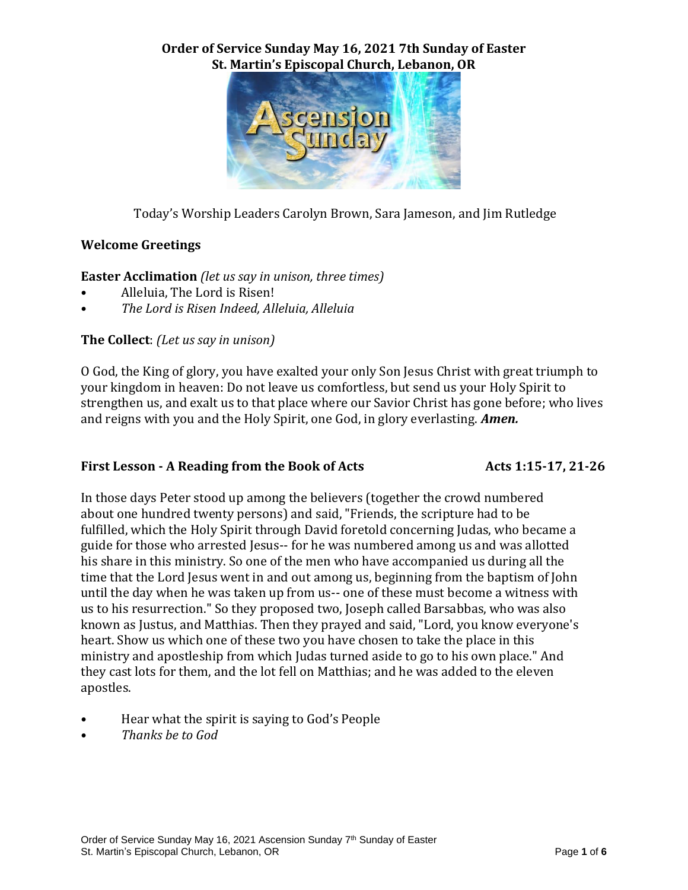# Order of Service Sunday May 16, 2021 7th Sunday of Easter
## St. Martin's Episcopal Church, Lebanon, OR

Today's Worship Leaders Carolyn Brown, Sara Jameson, and Jim Rutledge

**Welcome Greetings**

**Easter Acclimation** *(let us say in unison, three times)*

- Alleluia, The Lord is Risen!
- *The Lord is Risen Indeed, Alleluia, Alleluia*

**The Collect**: *(Let us say in unison)*

O God, the King of glory, you have exalted your only Son Jesus Christ with great triumph to your kingdom in heaven: Do not leave us comfortless, but send us your Holy Spirit to strengthen us, and exalt us to that place where our Savior Christ has gone before; who lives and reigns with you and the Holy Spirit, one God, in glory everlasting. ***Amen.***

**First Lesson - A Reading from the Book of Acts** **Acts 1:15-17, 21-26**

In those days Peter stood up among the believers (together the crowd numbered about one hundred twenty persons) and said, "Friends, the scripture had to be fulfilled, which the Holy Spirit through David foretold concerning Judas, who became a guide for those who arrested Jesus-- for he was numbered among us and was allotted his share in this ministry. So one of the men who have accompanied us during all the time that the Lord Jesus went in and out among us, beginning from the baptism of John until the day when he was taken up from us-- one of these must become a witness with us to his resurrection." So they proposed two, Joseph called Barsabbas, who was also known as Justus, and Matthias. Then they prayed and said, "Lord, you know everyone's heart. Show us which one of these two you have chosen to take the place in this ministry and apostleship from which Judas turned aside to go to his own place." And they cast lots for them, and the lot fell on Matthias; and he was added to the eleven apostles.

- Hear what the spirit is saying to God's People
- *Thanks be to God*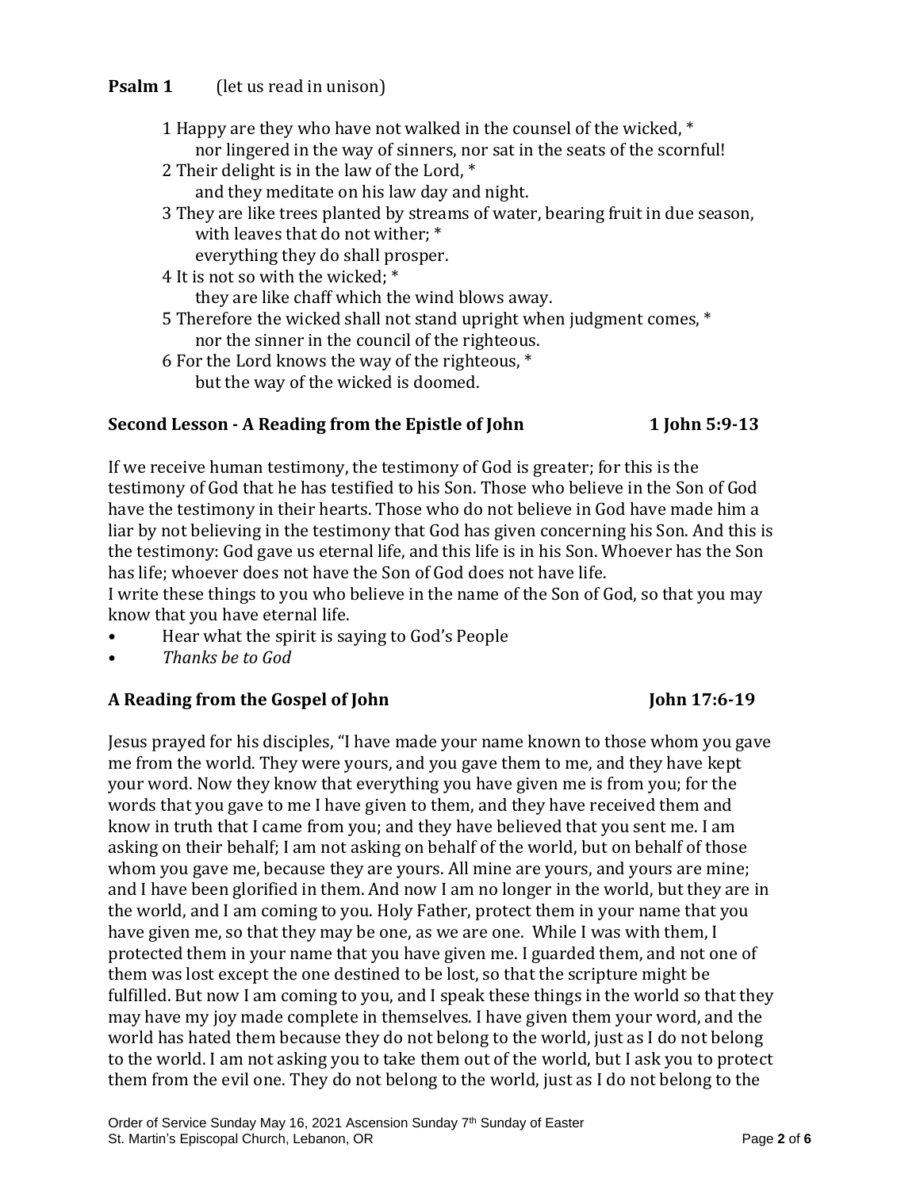**Psalm 1** (let us read in unison)

1 Happy are they who have not walked in the counsel of the wicked, *
 nor lingered in the way of sinners, nor sat in the seats of the scornful!
2 Their delight is in the law of the Lord, *
 and they meditate on his law day and night.
3 They are like trees planted by streams of water, bearing fruit in due season,
 with leaves that do not wither; *
 everything they do shall prosper.
4 It is not so with the wicked; *
 they are like chaff which the wind blows away.
5 Therefore the wicked shall not stand upright when judgment comes, *
 nor the sinner in the council of the righteous.
6 For the Lord knows the way of the righteous, *
 but the way of the wicked is doomed.

**Second Lesson - A Reading from the Epistle of John 1 John 5:9-13**

If we receive human testimony, the testimony of God is greater; for this is the testimony of God that he has testified to his Son. Those who believe in the Son of God have the testimony in their hearts. Those who do not believe in God have made him a liar by not believing in the testimony that God has given concerning his Son. And this is the testimony: God gave us eternal life, and this life is in his Son. Whoever has the Son has life; whoever does not have the Son of God does not have life.
I write these things to you who believe in the name of the Son of God, so that you may know that you have eternal life.

- Hear what the spirit is saying to God's People
- *Thanks be to God*

**A Reading from the Gospel of John John 17:6-19**

Jesus prayed for his disciples, "I have made your name known to those whom you gave me from the world. They were yours, and you gave them to me, and they have kept your word. Now they know that everything you have given me is from you; for the words that you gave to me I have given to them, and they have received them and know in truth that I came from you; and they have believed that you sent me. I am asking on their behalf; I am not asking on behalf of the world, but on behalf of those whom you gave me, because they are yours. All mine are yours, and yours are mine; and I have been glorified in them. And now I am no longer in the world, but they are in the world, and I am coming to you. Holy Father, protect them in your name that you have given me, so that they may be one, as we are one. While I was with them, I protected them in your name that you have given me. I guarded them, and not one of them was lost except the one destined to be lost, so that the scripture might be fulfilled. But now I am coming to you, and I speak these things in the world so that they may have my joy made complete in themselves. I have given them your word, and the world has hated them because they do not belong to the world, just as I do not belong to the world. I am not asking you to take them out of the world, but I ask you to protect them from the evil one. They do not belong to the world, just as I do not belong to the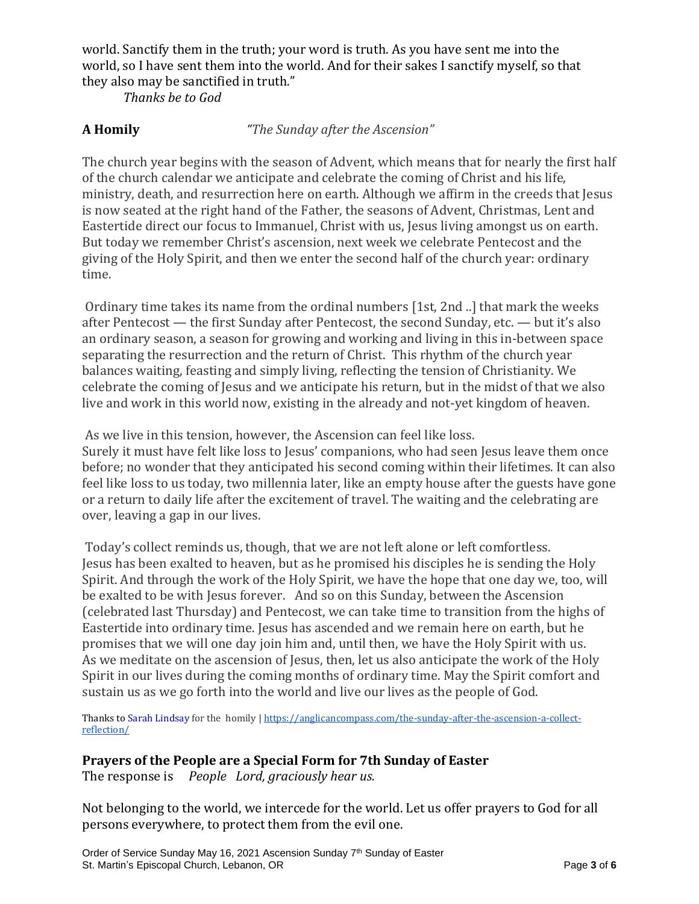world. Sanctify them in the truth; your word is truth. As you have sent me into the world, so I have sent them into the world. And for their sakes I sanctify myself, so that they also may be sanctified in truth."

*Thanks be to God*

**A Homily** *"The Sunday after the Ascension"*

The church year begins with the season of Advent, which means that for nearly the first half of the church calendar we anticipate and celebrate the coming of Christ and his life, ministry, death, and resurrection here on earth. Although we affirm in the creeds that Jesus is now seated at the right hand of the Father, the seasons of Advent, Christmas, Lent and Eastertide direct our focus to Immanuel, Christ with us, Jesus living amongst us on earth. But today we remember Christ's ascension, next week we celebrate Pentecost and the giving of the Holy Spirit, and then we enter the second half of the church year: ordinary time.

Ordinary time takes its name from the ordinal numbers [1st, 2nd ..] that mark the weeks after Pentecost — the first Sunday after Pentecost, the second Sunday, etc. — but it's also an ordinary season, a season for growing and working and living in this in-between space separating the resurrection and the return of Christ. This rhythm of the church year balances waiting, feasting and simply living, reflecting the tension of Christianity. We celebrate the coming of Jesus and we anticipate his return, but in the midst of that we also live and work in this world now, existing in the already and not-yet kingdom of heaven.

As we live in this tension, however, the Ascension can feel like loss. Surely it must have felt like loss to Jesus' companions, who had seen Jesus leave them once before; no wonder that they anticipated his second coming within their lifetimes. It can also feel like loss to us today, two millennia later, like an empty house after the guests have gone or a return to daily life after the excitement of travel. The waiting and the celebrating are over, leaving a gap in our lives.

Today's collect reminds us, though, that we are not left alone or left comfortless. Jesus has been exalted to heaven, but as he promised his disciples he is sending the Holy Spirit. And through the work of the Holy Spirit, we have the hope that one day we, too, will be exalted to be with Jesus forever. And so on this Sunday, between the Ascension (celebrated last Thursday) and Pentecost, we can take time to transition from the highs of Eastertide into ordinary time. Jesus has ascended and we remain here on earth, but he promises that we will one day join him and, until then, we have the Holy Spirit with us. As we meditate on the ascension of Jesus, then, let us also anticipate the work of the Holy Spirit in our lives during the coming months of ordinary time. May the Spirit comfort and sustain us as we go forth into the world and live our lives as the people of God.

Thanks to Sarah Lindsay for the homily | https://anglicancompass.com/the-sunday-after-the-ascension-a-collect-reflection/

**Prayers of the People are a Special Form for 7th Sunday of Easter**

The response is *People Lord, graciously hear us.*

Not belonging to the world, we intercede for the world. Let us offer prayers to God for all persons everywhere, to protect them from the evil one.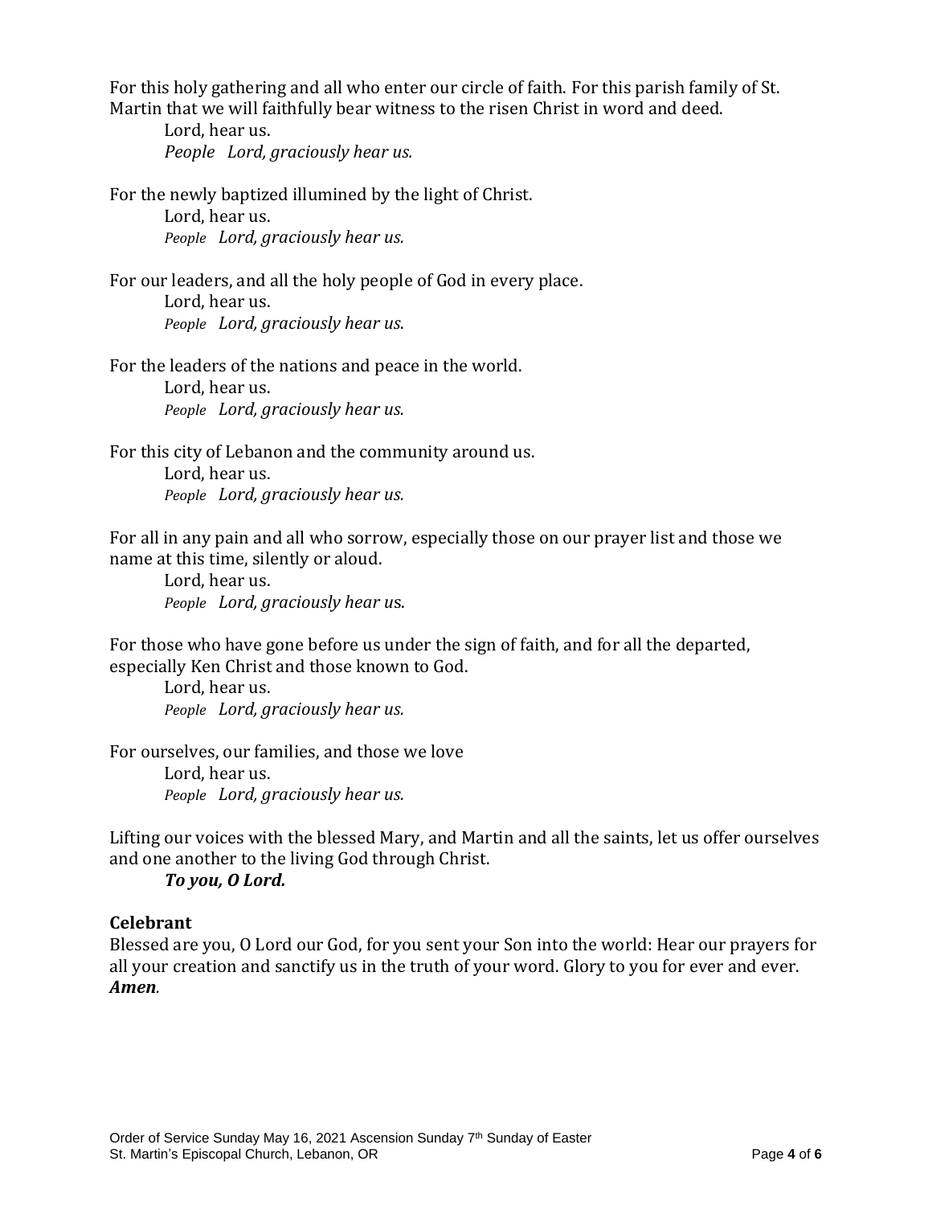For this holy gathering and all who enter our circle of faith. For this parish family of St. Martin that we will faithfully bear witness to the risen Christ in word and deed.

Lord, hear us.
*People Lord, graciously hear us.*

For the newly baptized illumined by the light of Christ.

Lord, hear us.
*People Lord, graciously hear us.*

For our leaders, and all the holy people of God in every place.

Lord, hear us.
*People Lord, graciously hear us.*

For the leaders of the nations and peace in the world.

Lord, hear us.
*People Lord, graciously hear us.*

For this city of Lebanon and the community around us.

Lord, hear us.
*People Lord, graciously hear us.*

For all in any pain and all who sorrow, especially those on our prayer list and those we name at this time, silently or aloud.

Lord, hear us.
*People Lord, graciously hear us.*

For those who have gone before us under the sign of faith, and for all the departed, especially Ken Christ and those known to God.

Lord, hear us.
*People Lord, graciously hear us.*

For ourselves, our families, and those we love

Lord, hear us.
*People Lord, graciously hear us.*

Lifting our voices with the blessed Mary, and Martin and all the saints, let us offer ourselves and one another to the living God through Christ.

***To you, O Lord.***

**Celebrant**

Blessed are you, O Lord our God, for you sent your Son into the world: Hear our prayers for all your creation and sanctify us in the truth of your word. Glory to you for ever and ever.
***Amen.***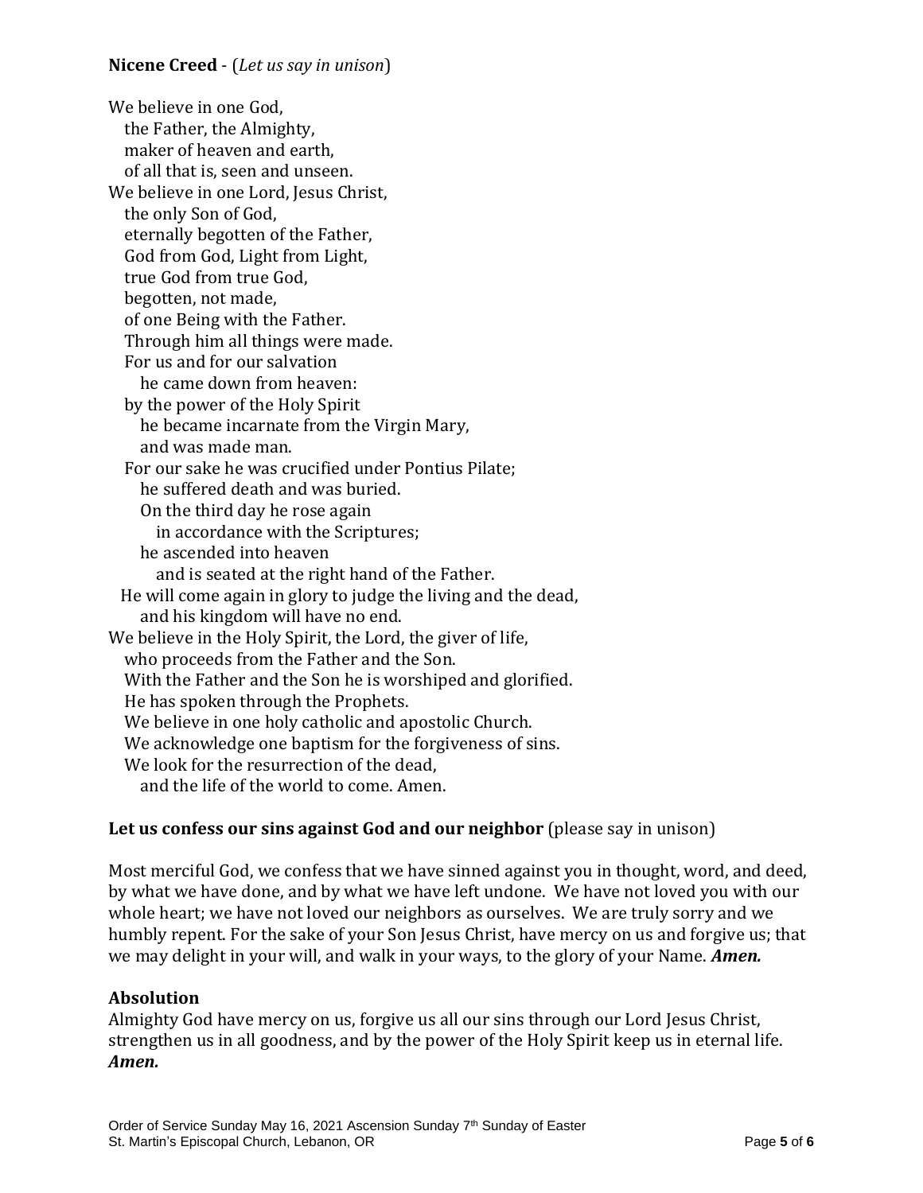**Nicene Creed** - (*Let us say in unison*)

We believe in one God,
the Father, the Almighty,
maker of heaven and earth,
of all that is, seen and unseen.
We believe in one Lord, Jesus Christ,
the only Son of God,
eternally begotten of the Father,
God from God, Light from Light,
true God from true God,
begotten, not made,
of one Being with the Father.
Through him all things were made.
For us and for our salvation
he came down from heaven:
by the power of the Holy Spirit
he became incarnate from the Virgin Mary,
and was made man.
For our sake he was crucified under Pontius Pilate;
he suffered death and was buried.
On the third day he rose again
in accordance with the Scriptures;
he ascended into heaven
and is seated at the right hand of the Father.
He will come again in glory to judge the living and the dead,
and his kingdom will have no end.
We believe in the Holy Spirit, the Lord, the giver of life,
who proceeds from the Father and the Son.
With the Father and the Son he is worshiped and glorified.
He has spoken through the Prophets.
We believe in one holy catholic and apostolic Church.
We acknowledge one baptism for the forgiveness of sins.
We look for the resurrection of the dead,
and the life of the world to come. Amen.

**Let us confess our sins against God and our neighbor** (please say in unison)

Most merciful God, we confess that we have sinned against you in thought, word, and deed, by what we have done, and by what we have left undone. We have not loved you with our whole heart; we have not loved our neighbors as ourselves. We are truly sorry and we humbly repent. For the sake of your Son Jesus Christ, have mercy on us and forgive us; that we may delight in your will, and walk in your ways, to the glory of your Name. ***Amen.***

**Absolution**

Almighty God have mercy on us, forgive us all our sins through our Lord Jesus Christ, strengthen us in all goodness, and by the power of the Holy Spirit keep us in eternal life. ***Amen.***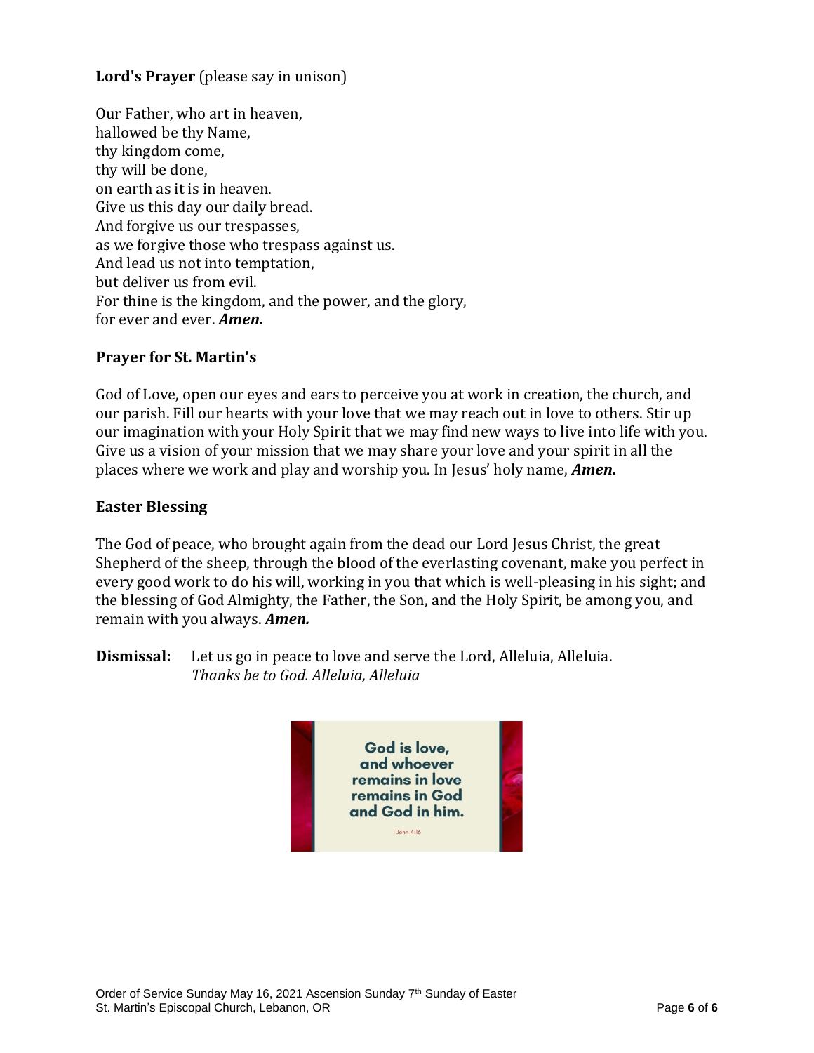**Lord's Prayer** (please say in unison)

Our Father, who art in heaven,
hallowed be thy Name,
thy kingdom come,
thy will be done,
on earth as it is in heaven.
Give us this day our daily bread.
And forgive us our trespasses,
as we forgive those who trespass against us.
And lead us not into temptation,
but deliver us from evil.
For thine is the kingdom, and the power, and the glory,
for ever and ever. ***Amen.***

**Prayer for St. Martin's**

God of Love, open our eyes and ears to perceive you at work in creation, the church, and our parish. Fill our hearts with your love that we may reach out in love to others. Stir up our imagination with your Holy Spirit that we may find new ways to live into life with you. Give us a vision of your mission that we may share your love and your spirit in all the places where we work and play and worship you. In Jesus' holy name, ***Amen.***

**Easter Blessing**

The God of peace, who brought again from the dead our Lord Jesus Christ, the great Shepherd of the sheep, through the blood of the everlasting covenant, make you perfect in every good work to do his will, working in you that which is well-pleasing in his sight; and the blessing of God Almighty, the Father, the Son, and the Holy Spirit, be among you, and remain with you always. ***Amen.***

**Dismissal:** Let us go in peace to love and serve the Lord, Alleluia, Alleluia.
*Thanks be to God. Alleluia, Alleluia*

God is love, and whoever remains in love remains in God and God in him.

1 John 4:16